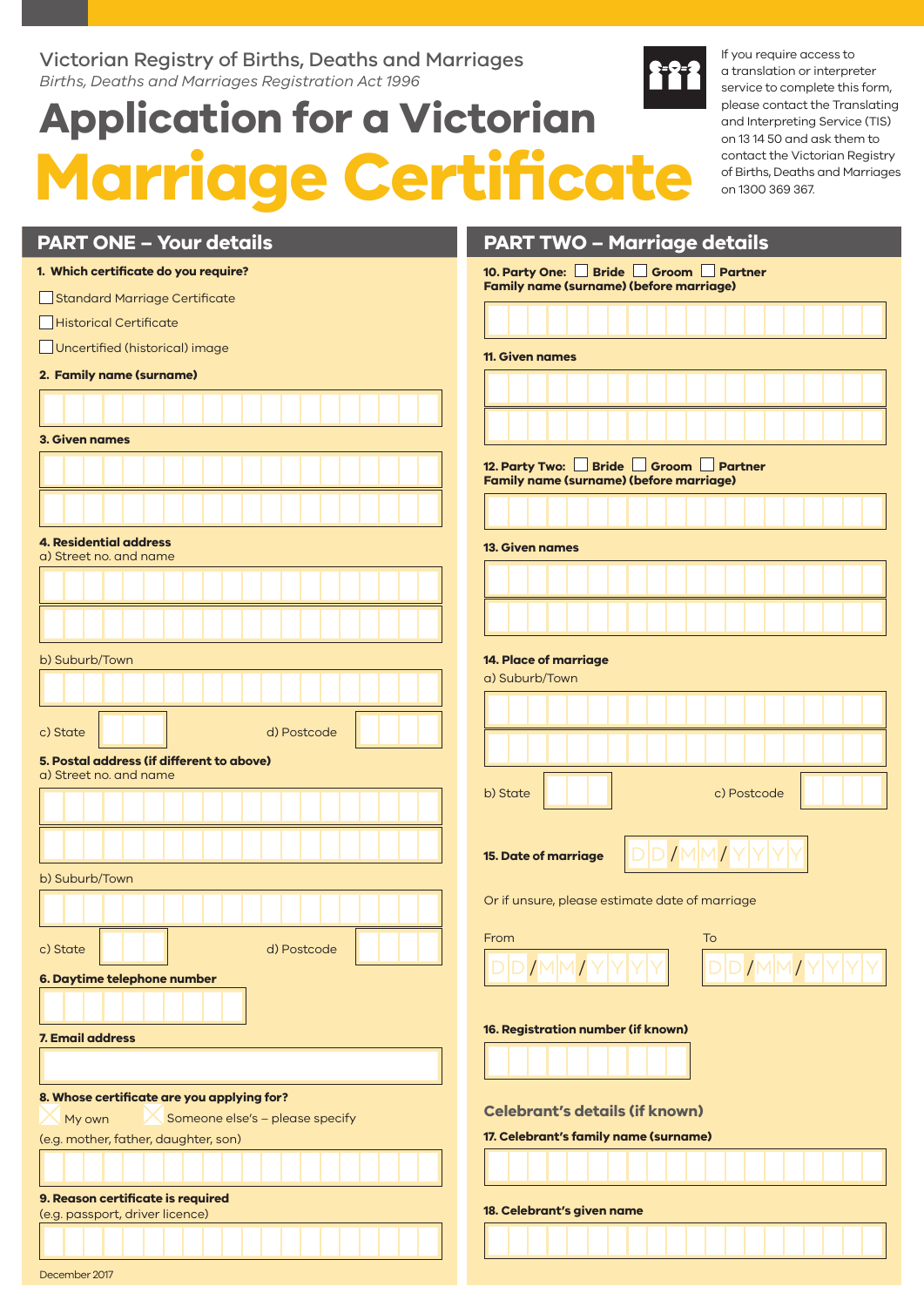Victorian Registry of Births, Deaths and Marriages

*Births, Deaths and Marriages Registration Act 1996*

# Application for a Victorian Marriage Certificate

If you require access to a translation or interpreter service to complete this form, please contact the Translating and Interpreting Service (TIS) on 13 14 50 and ask them to contact the Victorian Registry of Births, Deaths and Marriages on 1300 369 367.

## PART ONE – Your details

**1. Which certificate do you require?**

- ☐ Standard Marriage Certificate
- ☐ Historical Certificate
- ☐ Uncertified (historical) image

**2. Family name (surname)**

**3. Given names**

**4. Residential address**

a) Street no. and name

b) Suburb/Town

c) State

d) Postcode

**5. Postal address (if different to above)**

a) Street no. and name

b) Suburb/Town

c) State

d) Postcode

**6. Daytime telephone number**

**7. Email address**

**8. Whose certificate are you applying for?**

☐ My own ☐ Someone else's – please specify

(e.g. mother, father, daughter, son)

**9. Reason certificate is required**

(e.g. passport, driver licence)

December 2017

## PART TWO – Marriage details

**10. Party One:** ☐ **Bride** ☐ **Groom** ☐ **Partner**

**Family name (surname) (before marriage)**

**11. Given names**

**12. Party Two:** ☐ **Bride** ☐ **Groom** ☐ **Partner**

**Family name (surname) (before marriage)**

**13. Given names**

**14. Place of marriage**

a) Suburb/Town

b) State

c) Postcode

**15. Date of marriage** DD/MM/YYYY

Or if unsure, please estimate date of marriage

From DD/MM/YYYY To DD/MM/YYYY

**16. Registration number (if known)**

### Celebrant's details (if known)

**17. Celebrant's family name (surname)**

**18. Celebrant's given name**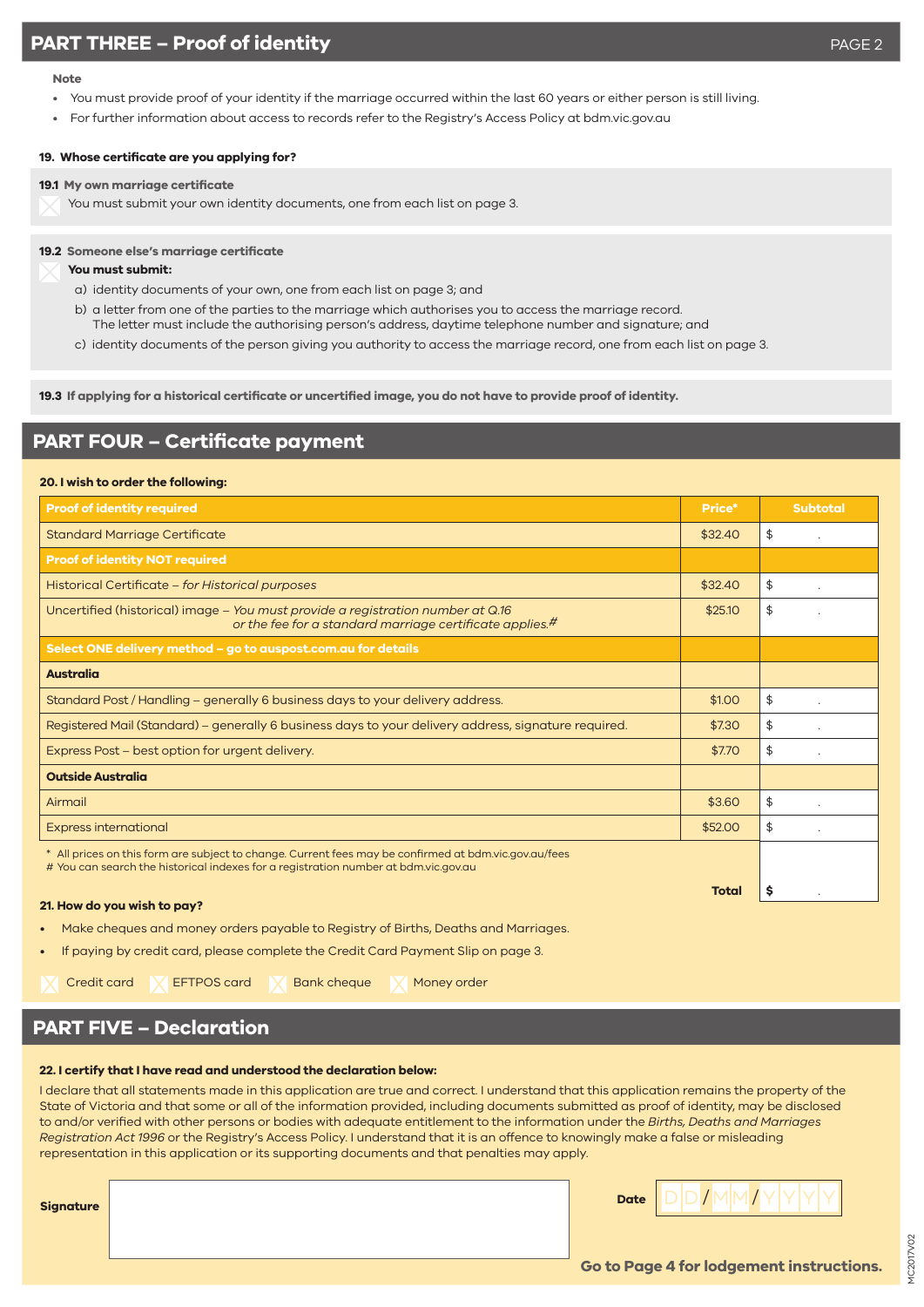## PART THREE – Proof of identity

**Note**

- You must provide proof of your identity if the marriage occurred within the last 60 years or either person is still living.
- For further information about access to records refer to the Registry's Access Policy at bdm.vic.gov.au

**19. Whose certificate are you applying for?**

**19.1 My own marriage certificate**

☐ You must submit your own identity documents, one from each list on page 3.

**19.2 Someone else's marriage certificate**

☐ **You must submit:**

a) identity documents of your own, one from each list on page 3; and

b) a letter from one of the parties to the marriage which authorises you to access the marriage record. The letter must include the authorising person's address, daytime telephone number and signature; and

c) identity documents of the person giving you authority to access the marriage record, one from each list on page 3.

**19.3 If applying for a historical certificate or uncertified image, you do not have to provide proof of identity.**

## PART FOUR – Certificate payment

**20. I wish to order the following:**

| Proof of identity required | Price* | Subtotal |
|---|---|---|
| Standard Marriage Certificate | $32.40 | $ . |
| **Proof of identity NOT required** | | |
| Historical Certificate – *for Historical purposes* | $32.40 | $ . |
| Uncertified (historical) image – *You must provide a registration number at Q.16 or the fee for a standard marriage certificate applies.#* | $25.10 | $ . |
| **Select ONE delivery method – go to auspost.com.au for details** | | |
| **Australia** | | |
| Standard Post / Handling – generally 6 business days to your delivery address. | $1.00 | $ . |
| Registered Mail (Standard) – generally 6 business days to your delivery address, signature required. | $7.30 | $ . |
| Express Post – best option for urgent delivery. | $7.70 | $ . |
| **Outside Australia** | | |
| Airmail | $3.60 | $ . |
| Express international | $52.00 | $ . |
| | **Total** | **$** . |

\* All prices on this form are subject to change. Current fees may be confirmed at bdm.vic.gov.au/fees
\# You can search the historical indexes for a registration number at bdm.vic.gov.au

**21. How do you wish to pay?**

- Make cheques and money orders payable to Registry of Births, Deaths and Marriages.
- If paying by credit card, please complete the Credit Card Payment Slip on page 3.

☐ Credit card ☐ EFTPOS card ☐ Bank cheque ☐ Money order

## PART FIVE – Declaration

**22. I certify that I have read and understood the declaration below:**

I declare that all statements made in this application are true and correct. I understand that this application remains the property of the State of Victoria and that some or all of the information provided, including documents submitted as proof of identity, may be disclosed to and/or verified with other persons or bodies with adequate entitlement to the information under the *Births, Deaths and Marriages Registration Act 1996* or the Registry's Access Policy. I understand that it is an offence to knowingly make a false or misleading representation in this application or its supporting documents and that penalties may apply.

**Signature** ____________________

**Date** DD / MM / YYYY

**Go to Page 4 for lodgement instructions.**

MC2017V02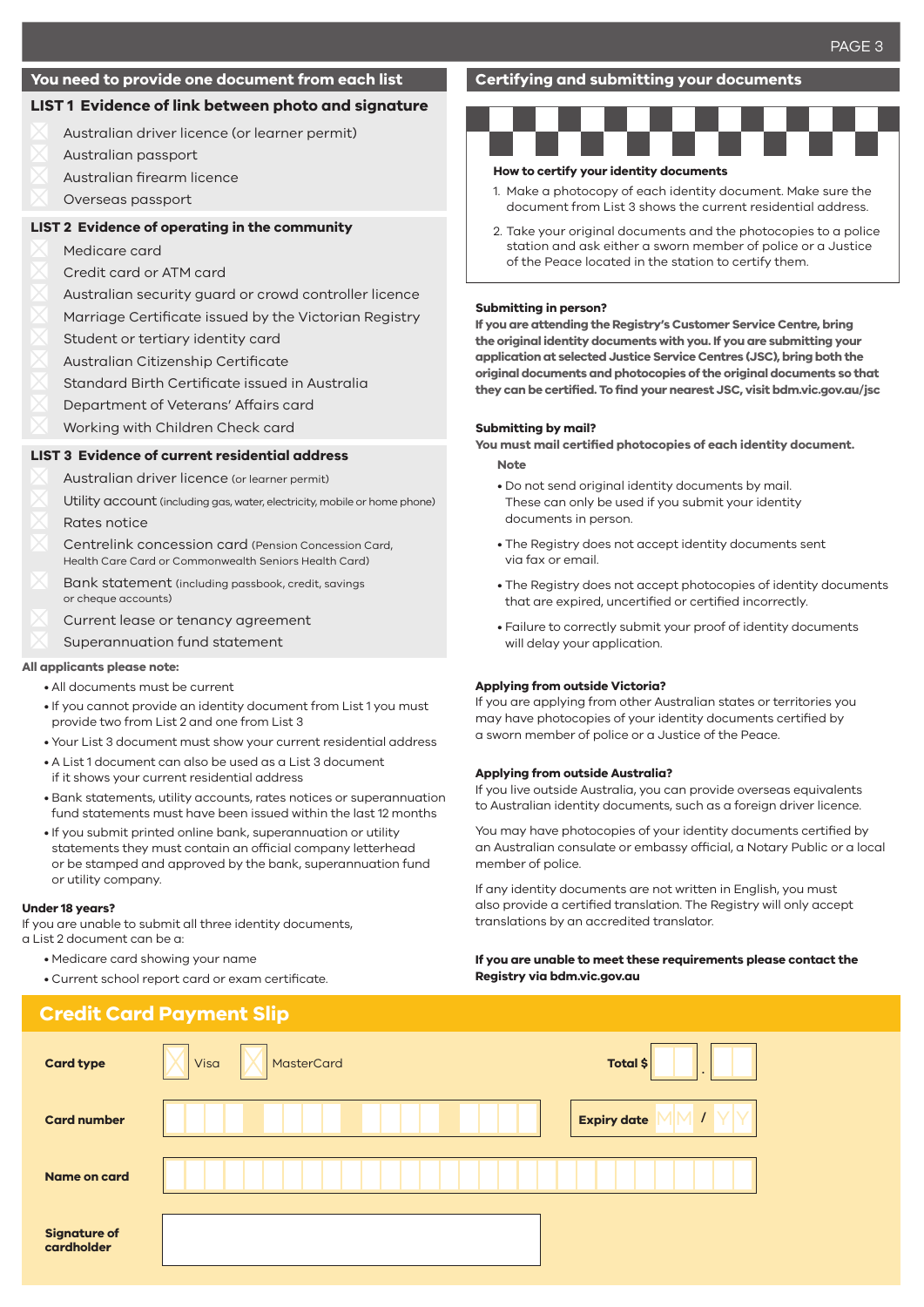## You need to provide one document from each list

### LIST 1 Evidence of link between photo and signature

- Australian driver licence (or learner permit)
- Australian passport
- Australian firearm licence
- Overseas passport

### LIST 2 Evidence of operating in the community

- Medicare card
- Credit card or ATM card
- Australian security guard or crowd controller licence
- Marriage Certificate issued by the Victorian Registry
- Student or tertiary identity card
- Australian Citizenship Certificate
- Standard Birth Certificate issued in Australia
- Department of Veterans' Affairs card
- Working with Children Check card

### LIST 3 Evidence of current residential address

- Australian driver licence (or learner permit)
- Utility account (including gas, water, electricity, mobile or home phone)
- Rates notice
- Centrelink concession card (Pension Concession Card, Health Care Card or Commonwealth Seniors Health Card)
- Bank statement (including passbook, credit, savings or cheque accounts)
- Current lease or tenancy agreement
- Superannuation fund statement

**All applicants please note:**

- All documents must be current
- If you cannot provide an identity document from List 1 you must provide two from List 2 and one from List 3
- Your List 3 document must show your current residential address
- A List 1 document can also be used as a List 3 document if it shows your current residential address
- Bank statements, utility accounts, rates notices or superannuation fund statements must have been issued within the last 12 months
- If you submit printed online bank, superannuation or utility statements they must contain an official company letterhead or be stamped and approved by the bank, superannuation fund or utility company.

**Under 18 years?**

If you are unable to submit all three identity documents, a List 2 document can be a:

- Medicare card showing your name
- Current school report card or exam certificate.

## Certifying and submitting your documents

**How to certify your identity documents**

1. Make a photocopy of each identity document. Make sure the document from List 3 shows the current residential address.
2. Take your original documents and the photocopies to a police station and ask either a sworn member of police or a Justice of the Peace located in the station to certify them.

**Submitting in person?**

**If you are attending the Registry's Customer Service Centre, bring the original identity documents with you. If you are submitting your application at selected Justice Service Centres (JSC), bring both the original documents and photocopies of the original documents so that they can be certified. To find your nearest JSC, visit bdm.vic.gov.au/jsc**

**Submitting by mail?**

**You must mail certified photocopies of each identity document.**

**Note**

- Do not send original identity documents by mail. These can only be used if you submit your identity documents in person.
- The Registry does not accept identity documents sent via fax or email.
- The Registry does not accept photocopies of identity documents that are expired, uncertified or certified incorrectly.
- Failure to correctly submit your proof of identity documents will delay your application.

**Applying from outside Victoria?**

If you are applying from other Australian states or territories you may have photocopies of your identity documents certified by a sworn member of police or a Justice of the Peace.

**Applying from outside Australia?**

If you live outside Australia, you can provide overseas equivalents to Australian identity documents, such as a foreign driver licence.

You may have photocopies of your identity documents certified by an Australian consulate or embassy official, a Notary Public or a local member of police.

If any identity documents are not written in English, you must also provide a certified translation. The Registry will only accept translations by an accredited translator.

**If you are unable to meet these requirements please contact the Registry via bdm.vic.gov.au**

## Credit Card Payment Slip

**Card type** ☐ Visa ☐ MasterCard

**Total $** ____ . ____

**Card number** ____________________

**Expiry date** MM / YY

**Name on card** ____________________

**Signature of cardholder** ____________________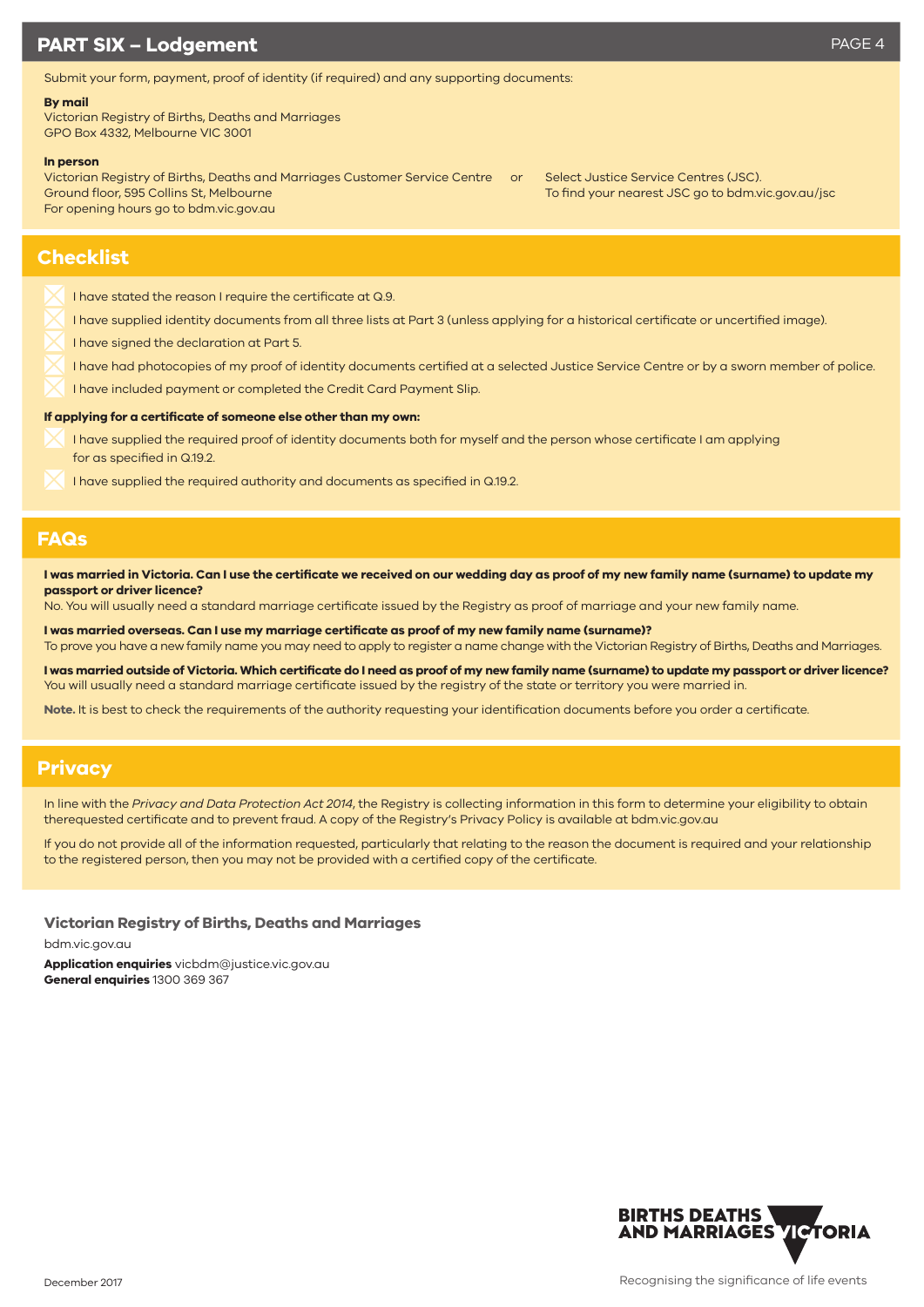## PART SIX – Lodgement

Submit your form, payment, proof of identity (if required) and any supporting documents:

**By mail**
Victorian Registry of Births, Deaths and Marriages
GPO Box 4332, Melbourne VIC 3001

**In person**
Victorian Registry of Births, Deaths and Marriages Customer Service Centre
Ground floor, 595 Collins St, Melbourne
For opening hours go to bdm.vic.gov.au

or

Select Justice Service Centres (JSC).
To find your nearest JSC go to bdm.vic.gov.au/jsc

## Checklist

- [ ] I have stated the reason I require the certificate at Q.9.
- [ ] I have supplied identity documents from all three lists at Part 3 (unless applying for a historical certificate or uncertified image).
- [ ] I have signed the declaration at Part 5.
- [ ] I have had photocopies of my proof of identity documents certified at a selected Justice Service Centre or by a sworn member of police.
- [ ] I have included payment or completed the Credit Card Payment Slip.

**If applying for a certificate of someone else other than my own:**

- [ ] I have supplied the required proof of identity documents both for myself and the person whose certificate I am applying for as specified in Q.19.2.
- [ ] I have supplied the required authority and documents as specified in Q.19.2.

## FAQs

**I was married in Victoria. Can I use the certificate we received on our wedding day as proof of my new family name (surname) to update my passport or driver licence?**
No. You will usually need a standard marriage certificate issued by the Registry as proof of marriage and your new family name.

**I was married overseas. Can I use my marriage certificate as proof of my new family name (surname)?**
To prove you have a new family name you may need to apply to register a name change with the Victorian Registry of Births, Deaths and Marriages.

**I was married outside of Victoria. Which certificate do I need as proof of my new family name (surname) to update my passport or driver licence?**
You will usually need a standard marriage certificate issued by the registry of the state or territory you were married in.

**Note.** It is best to check the requirements of the authority requesting your identification documents before you order a certificate.

## Privacy

In line with the *Privacy and Data Protection Act 2014*, the Registry is collecting information in this form to determine your eligibility to obtain therequested certificate and to prevent fraud. A copy of the Registry's Privacy Policy is available at bdm.vic.gov.au

If you do not provide all of the information requested, particularly that relating to the reason the document is required and your relationship to the registered person, then you may not be provided with a certified copy of the certificate.

**Victorian Registry of Births, Deaths and Marriages**

bdm.vic.gov.au

**Application enquiries** vicbdm@justice.vic.gov.au
**General enquiries** 1300 369 367

December 2017

BIRTHS DEATHS AND MARRIAGES VICTORIA

Recognising the significance of life events